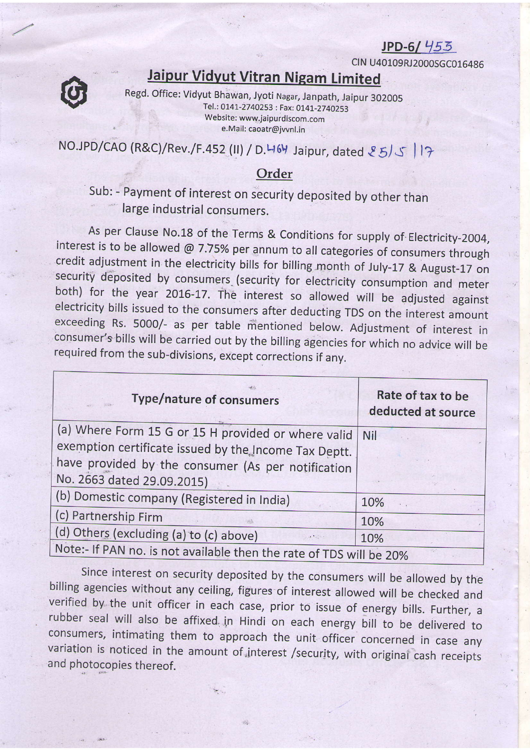JPD-6/ 453

CIN U40109RJ2000SGC016486

# Jaipur Vidyut Vitran Nigam Limited

Regd. Office: Vidyut Bhawan, Jyoti Nagar, Janpath, Jaipur 302005
Tel.: 0141-2740253 : Fax: 0141-2740253
Website: www.jaipurdiscom.com
e.Mail: caoatr@jvvnl.in

NO.JPD/CAO (R&C)/Rev./F.452 (II) / D.464 Jaipur, dated 25/5/17

## Order

Sub: - Payment of interest on security deposited by other than large industrial consumers.

As per Clause No.18 of the Terms & Conditions for supply of Electricity-2004, interest is to be allowed @ 7.75% per annum to all categories of consumers through credit adjustment in the electricity bills for billing month of July-17 & August-17 on security deposited by consumers (security for electricity consumption and meter both) for the year 2016-17. The interest so allowed will be adjusted against electricity bills issued to the consumers after deducting TDS on the interest amount exceeding Rs. 5000/- as per table mentioned below. Adjustment of interest in consumer's bills will be carried out by the billing agencies for which no advice will be required from the sub-divisions, except corrections if any.

| Type/nature of consumers | Rate of tax to be deducted at source |
|---|---|
| (a) Where Form 15 G or 15 H provided or where valid exemption certificate issued by the Income Tax Deptt. have provided by the consumer (As per notification No. 2663 dated 29.09.2015) | Nil |
| (b) Domestic company (Registered in India) | 10% |
| (c) Partnership Firm | 10% |
| (d) Others (excluding (a) to (c) above) | 10% |
| Note:- If PAN no. is not available then the rate of TDS will be 20% | |

Since interest on security deposited by the consumers will be allowed by the billing agencies without any ceiling, figures of interest allowed will be checked and verified by the unit officer in each case, prior to issue of energy bills. Further, a rubber seal will also be affixed in Hindi on each energy bill to be delivered to consumers, intimating them to approach the unit officer concerned in case any variation is noticed in the amount of interest /security, with original cash receipts and photocopies thereof.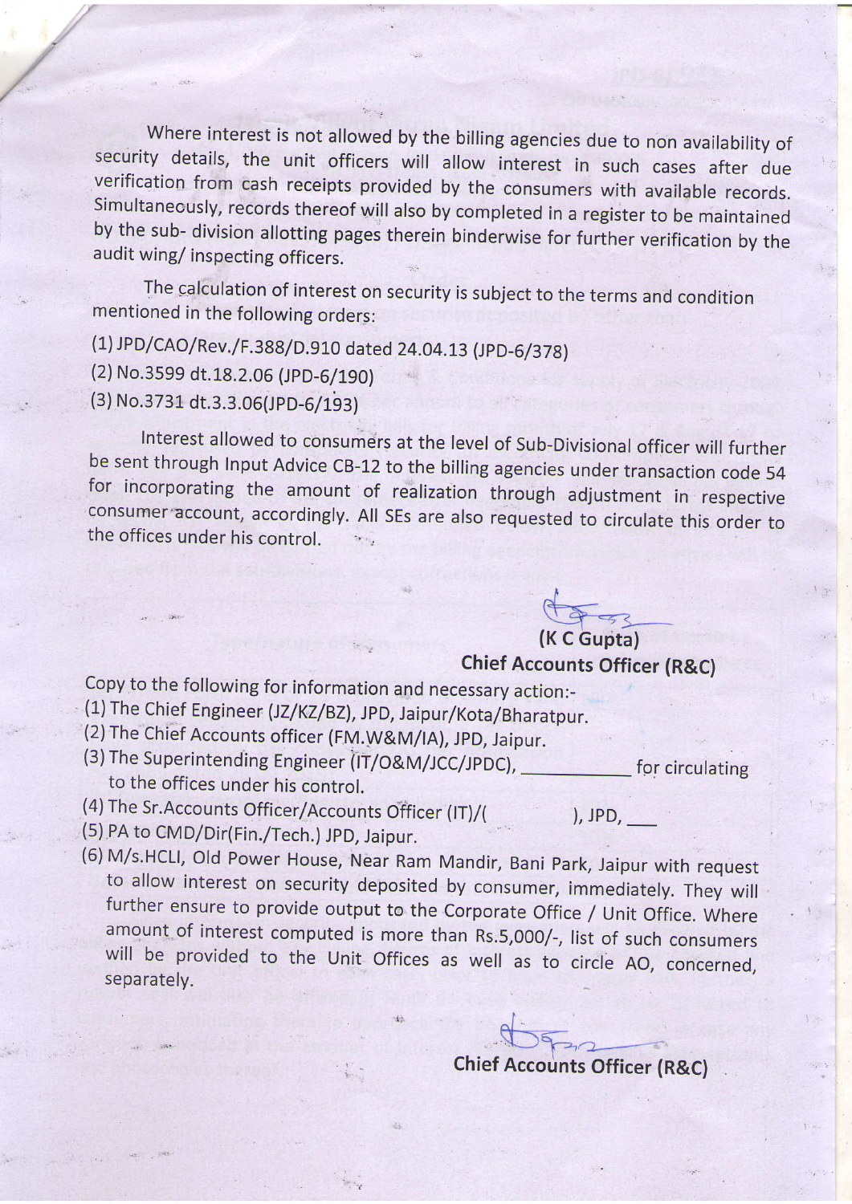Where interest is not allowed by the billing agencies due to non availability of security details, the unit officers will allow interest in such cases after due verification from cash receipts provided by the consumers with available records. Simultaneously, records thereof will also by completed in a register to be maintained by the sub- division allotting pages therein binderwise for further verification by the audit wing/ inspecting officers.

The calculation of interest on security is subject to the terms and condition mentioned in the following orders:

(1) JPD/CAO/Rev./F.388/D.910 dated 24.04.13 (JPD-6/378)

(2) No.3599 dt.18.2.06 (JPD-6/190)

(3) No.3731 dt.3.3.06(JPD-6/193)

Interest allowed to consumers at the level of Sub-Divisional officer will further be sent through Input Advice CB-12 to the billing agencies under transaction code 54 for incorporating the amount of realization through adjustment in respective consumer account, accordingly. All SEs are also requested to circulate this order to the offices under his control.

(K C Gupta)
**Chief Accounts Officer (R&C)**

Copy to the following for information and necessary action:-

(1) The Chief Engineer (JZ/KZ/BZ), JPD, Jaipur/Kota/Bharatpur.
(2) The Chief Accounts officer (FM.W&M/IA), JPD, Jaipur.
(3) The Superintending Engineer (IT/O&M/JCC/JPDC), ___________ for circulating to the offices under his control.
(4) The Sr.Accounts Officer/Accounts Officer (IT)/(            ), JPD, ___
(5) PA to CMD/Dir(Fin./Tech.) JPD, Jaipur.
(6) M/s.HCLI, Old Power House, Near Ram Mandir, Bani Park, Jaipur with request to allow interest on security deposited by consumer, immediately. They will further ensure to provide output to the Corporate Office / Unit Office. Where amount of interest computed is more than Rs.5,000/-, list of such consumers will be provided to the Unit Offices as well as to circle AO, concerned, separately.

**Chief Accounts Officer (R&C)**